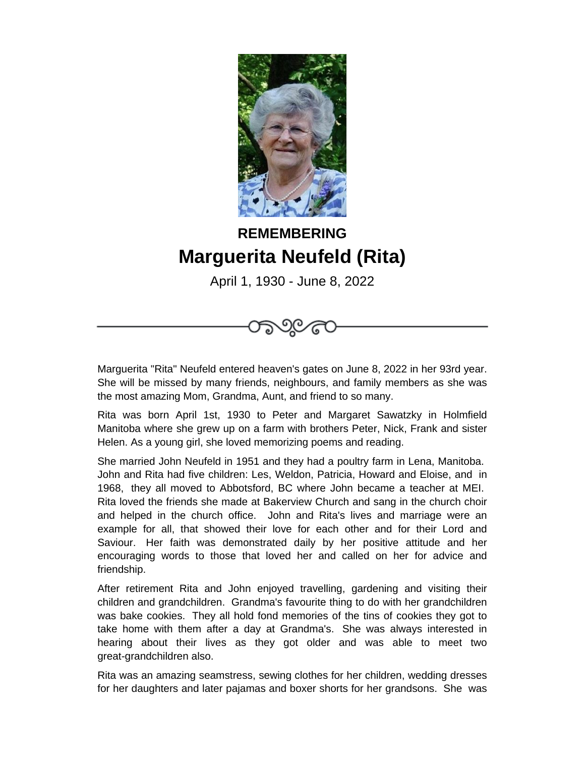**REMEMBERING**

# Marguerita Neufeld (Rita)

April 1, 1930 - June 8, 2022

Marguerita "Rita" Neufeld entered heaven's gates on June 8, 2022 in her 93rd year. She will be missed by many friends, neighbours, and family members as she was the most amazing Mom, Grandma, Aunt, and friend to so many.

Rita was born April 1st, 1930 to Peter and Margaret Sawatzky in Holmfield Manitoba where she grew up on a farm with brothers Peter, Nick, Frank and sister Helen. As a young girl, she loved memorizing poems and reading.

She married John Neufeld in 1951 and they had a poultry farm in Lena, Manitoba. John and Rita had five children: Les, Weldon, Patricia, Howard and Eloise, and in 1968, they all moved to Abbotsford, BC where John became a teacher at MEI. Rita loved the friends she made at Bakerview Church and sang in the church choir and helped in the church office. John and Rita's lives and marriage were an example for all, that showed their love for each other and for their Lord and Saviour. Her faith was demonstrated daily by her positive attitude and her encouraging words to those that loved her and called on her for advice and friendship.

After retirement Rita and John enjoyed travelling, gardening and visiting their children and grandchildren. Grandma's favourite thing to do with her grandchildren was bake cookies. They all hold fond memories of the tins of cookies they got to take home with them after a day at Grandma's. She was always interested in hearing about their lives as they got older and was able to meet two great-grandchildren also.

Rita was an amazing seamstress, sewing clothes for her children, wedding dresses for her daughters and later pajamas and boxer shorts for her grandsons. She was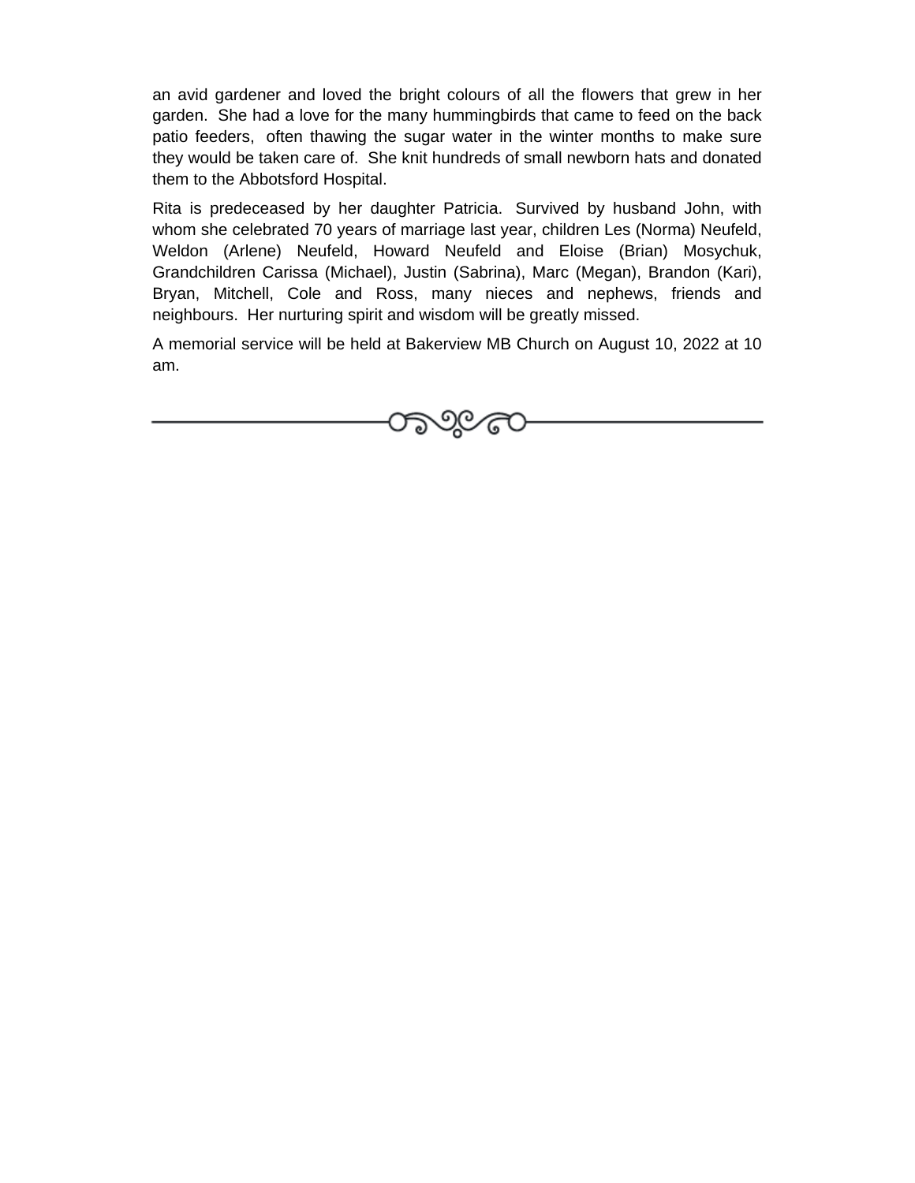an avid gardener and loved the bright colours of all the flowers that grew in her garden. She had a love for the many hummingbirds that came to feed on the back patio feeders, often thawing the sugar water in the winter months to make sure they would be taken care of. She knit hundreds of small newborn hats and donated them to the Abbotsford Hospital.

Rita is predeceased by her daughter Patricia. Survived by husband John, with whom she celebrated 70 years of marriage last year, children Les (Norma) Neufeld, Weldon (Arlene) Neufeld, Howard Neufeld and Eloise (Brian) Mosychuk, Grandchildren Carissa (Michael), Justin (Sabrina), Marc (Megan), Brandon (Kari), Bryan, Mitchell, Cole and Ross, many nieces and nephews, friends and neighbours. Her nurturing spirit and wisdom will be greatly missed.

A memorial service will be held at Bakerview MB Church on August 10, 2022 at 10 am.